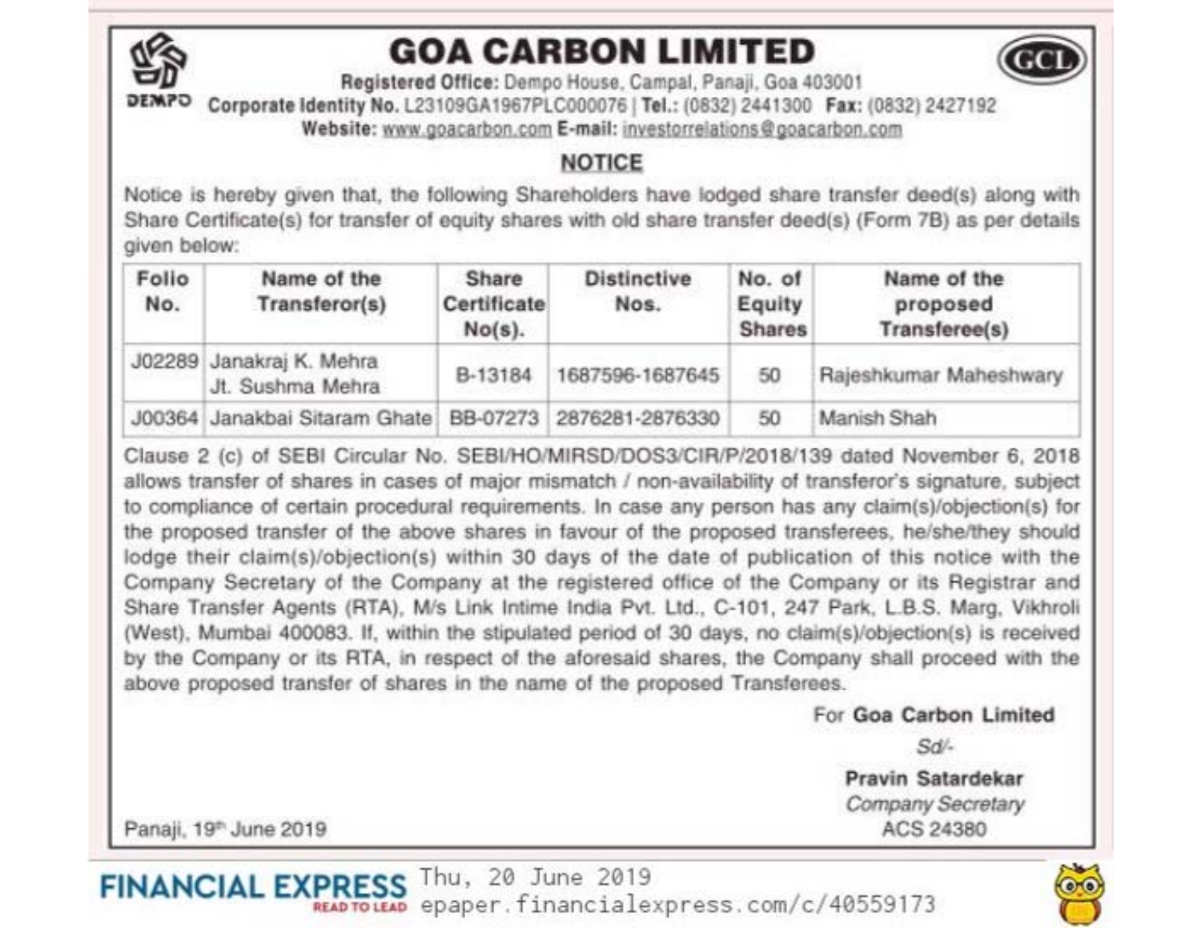# GOA CARBON LIMITED

DEMPO

GCL

**Registered Office:** Dempo House, Campal, Panaji, Goa 403001

**Corporate Identity No.** L23109GA1967PLC000076 | **Tel.:** (0832) 2441300 **Fax:** (0832) 2427192

**Website:** www.goacarbon.com **E-mail:** investorrelations@goacarbon.com

## NOTICE

Notice is hereby given that, the following Shareholders have lodged share transfer deed(s) along with Share Certificate(s) for transfer of equity shares with old share transfer deed(s) (Form 7B) as per details given below:

| Folio No. | Name of the Transferor(s) | Share Certificate No(s). | Distinctive Nos. | No. of Equity Shares | Name of the proposed Transferee(s) |
|---|---|---|---|---|---|
| J02289 | Janakraj K. Mehra Jt. Sushma Mehra | B-13184 | 1687596-1687645 | 50 | Rajeshkumar Maheshwary |
| J00364 | Janakbai Sitaram Ghate | BB-07273 | 2876281-2876330 | 50 | Manish Shah |

Clause 2 (c) of SEBI Circular No. SEBI/HO/MIRSD/DOS3/CIR/P/2018/139 dated November 6, 2018 allows transfer of shares in cases of major mismatch / non-availability of transferor's signature, subject to compliance of certain procedural requirements. In case any person has any claim(s)/objection(s) for the proposed transfer of the above shares in favour of the proposed transferees, he/she/they should lodge their claim(s)/objection(s) within 30 days of the date of publication of this notice with the Company Secretary of the Company at the registered office of the Company or its Registrar and Share Transfer Agents (RTA), M/s Link Intime India Pvt. Ltd., C-101, 247 Park, L.B.S. Marg, Vikhroli (West), Mumbai 400083. If, within the stipulated period of 30 days, no claim(s)/objection(s) is received by the Company or its RTA, in respect of the aforesaid shares, the Company shall proceed with the above proposed transfer of shares in the name of the proposed Transferees.

For **Goa Carbon Limited**

*Sd/-*

**Pravin Satardekar**

*Company Secretary*

ACS 24380

Panaji, 19th June 2019

FINANCIAL EXPRESS Thu, 20 June 2019 epaper.financialexpress.com/c/40559173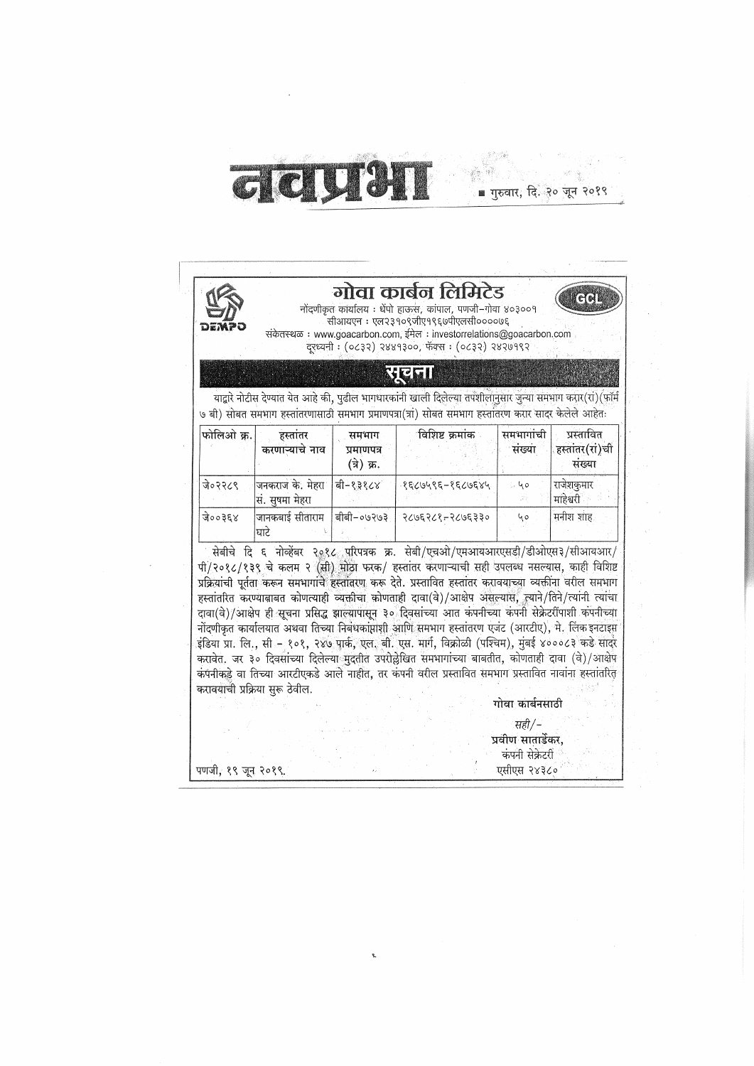नवप्रभा ■ गुरुवार, दि. २० जून २०१९

# गोवा कार्बन लिमिटेड

नोंदणीकृत कार्यालय : धेंपो हाऊस, कांपाल, पणजी-गोवा ४०३००१
सीआयएन : एल२३१०९जीए१९६७पीएलसी०००७६
संकेतस्थळ : www.goacarbon.com, ईमेल : investorrelations@goacarbon.com
दूरध्वनी : (०८३२) २४४१३००, फॅक्स : (०८३२) २४२७१९२

## सूचना

याद्वारे नोटीस देण्यात येत आहे की, पुढील भागधारकांनी खाली दिलेल्या तपशीलानुसार जुन्या समभाग करार(रां)(फॉर्म ७ बी) सोबत समभाग हस्तांतरणासाठी समभाग प्रमाणपत्रा(त्रां) सोबत समभाग हस्तांतरण करार सादर केलेले आहेत:

| फोलिओ क्र. | हस्तांतर करणाऱ्याचे नाव | समभाग प्रमाणपत्र (त्रे) क्र. | विशिष्ट क्रमांक | समभागांची संख्या | प्रस्तावित हस्तांतर(रां)ची संख्या |
|---|---|---|---|---|---|
| जे०२२८९ | जनकराज के. मेहरा सं. सुषमा मेहरा | बी-१३१८४ | १६८७५९६-१६८७६४५ | ५० | राजेशकुमार माहेश्वरी |
| जे००३६४ | जानकबाई सीताराम घाटे | बीबी-०७२७३ | २८७६२८१-२८७६३३० | ५० | मनीश शाह |

सेबीचे दि ६ नोव्हेंबर २०१८ परिपत्रक क्र. सेबी/एचओ/एमआयआरएसडी/डीओएस३/सीआयआर/पी/२०१८/१३९ चे कलम २ (सी) मोठा फरक/ हस्तांतर करणाऱ्याची सही उपलब्ध नसल्यास, काही विशिष्ट प्रक्रियांची पूर्तता करून समभागांचे हस्तांतरण करू देते. प्रस्तावित हस्तांतर करावयाच्या व्यक्तींना वरील समभाग हस्तांतरित करण्याबाबत कोणत्याही व्यक्तीचा कोणताही दावा(वे)/आक्षेप असल्यास, त्याने/तिने/त्यांनी त्यांचा दावा(वे)/आक्षेप ही सूचना प्रसिद्ध झाल्यापासून ३० दिवसांच्या आत कंपनीच्या कंपनी सेक्रेटरीपाशी कंपनीच्या नोंदणीकृत कार्यालयात अथवा तिच्या निबंधकांशी आणि समभाग हस्तांतरण एजंट (आरटीए), मे. लिंक इनटाइम इंडिया प्रा. लि., सी - १०१, २४७ पार्क, एल. बी. एस. मार्ग, विक्रोळी (पश्चिम), मुंबई ४०००८३ कडे सादर करावेत. जर ३० दिवसांच्या दिलेल्या मुदतीत उपरोल्लेखित समभागांच्या बाबतीत, कोणताही दावा (वे)/आक्षेप कंपनीकडे वा तिच्या आरटीएकडे आले नाहीत, तर कंपनी वरील प्रस्तावित समभाग प्रस्तावित नावांना हस्तांतरित करावयाची प्रक्रिया सुरू ठेवील.

गोवा कार्बनसाठी

सही/-
प्रवीण सातार्डेकर,
कंपनी सेक्रेटरी
एसीएस २४३८०

पणजी, १९ जून २०१९.